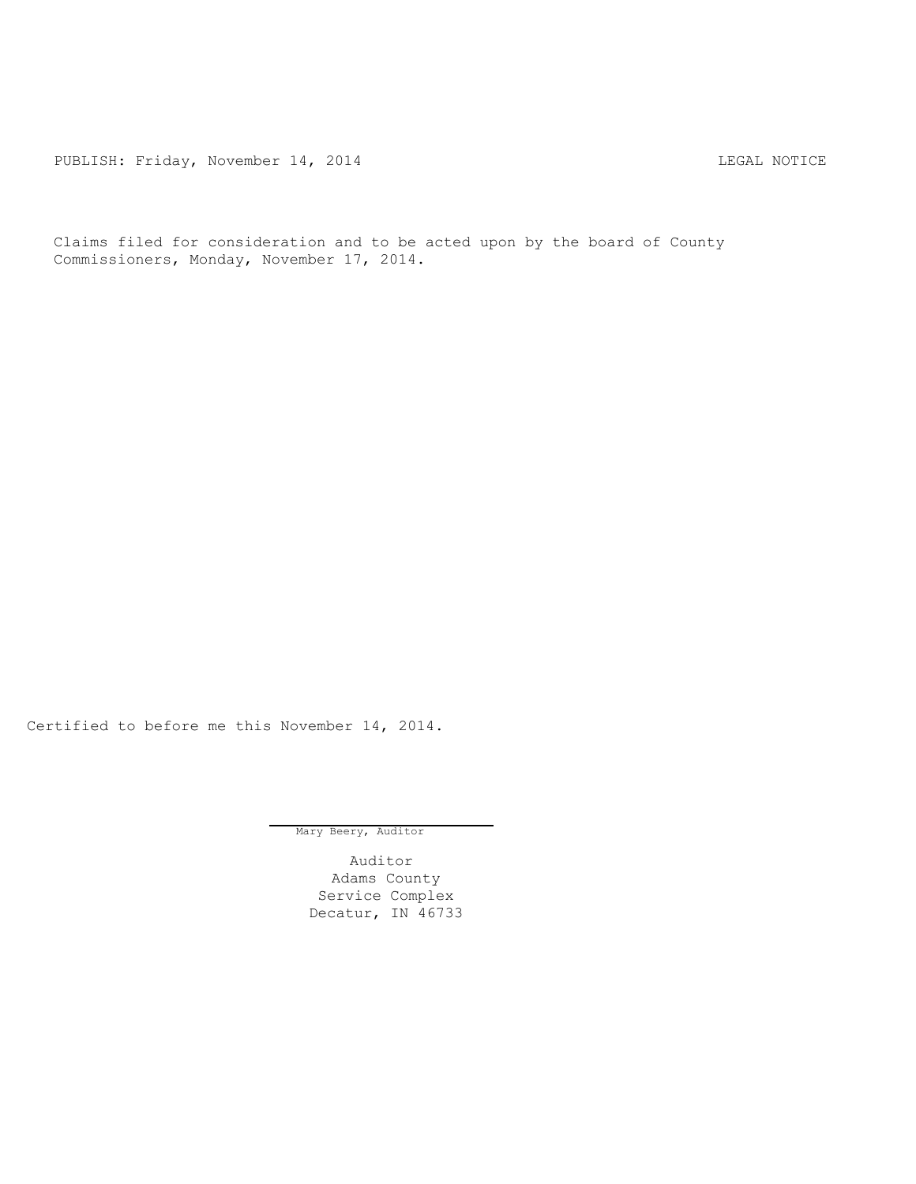PUBLISH: Friday, November 14, 2014 LEGAL NOTICE

Claims filed for consideration and to be acted upon by the board of County Commissioners, Monday, November 17, 2014.

Certified to before me this November 14, 2014.

Mary Beery, Auditor

Auditor
Adams County
Service Complex
Decatur, IN 46733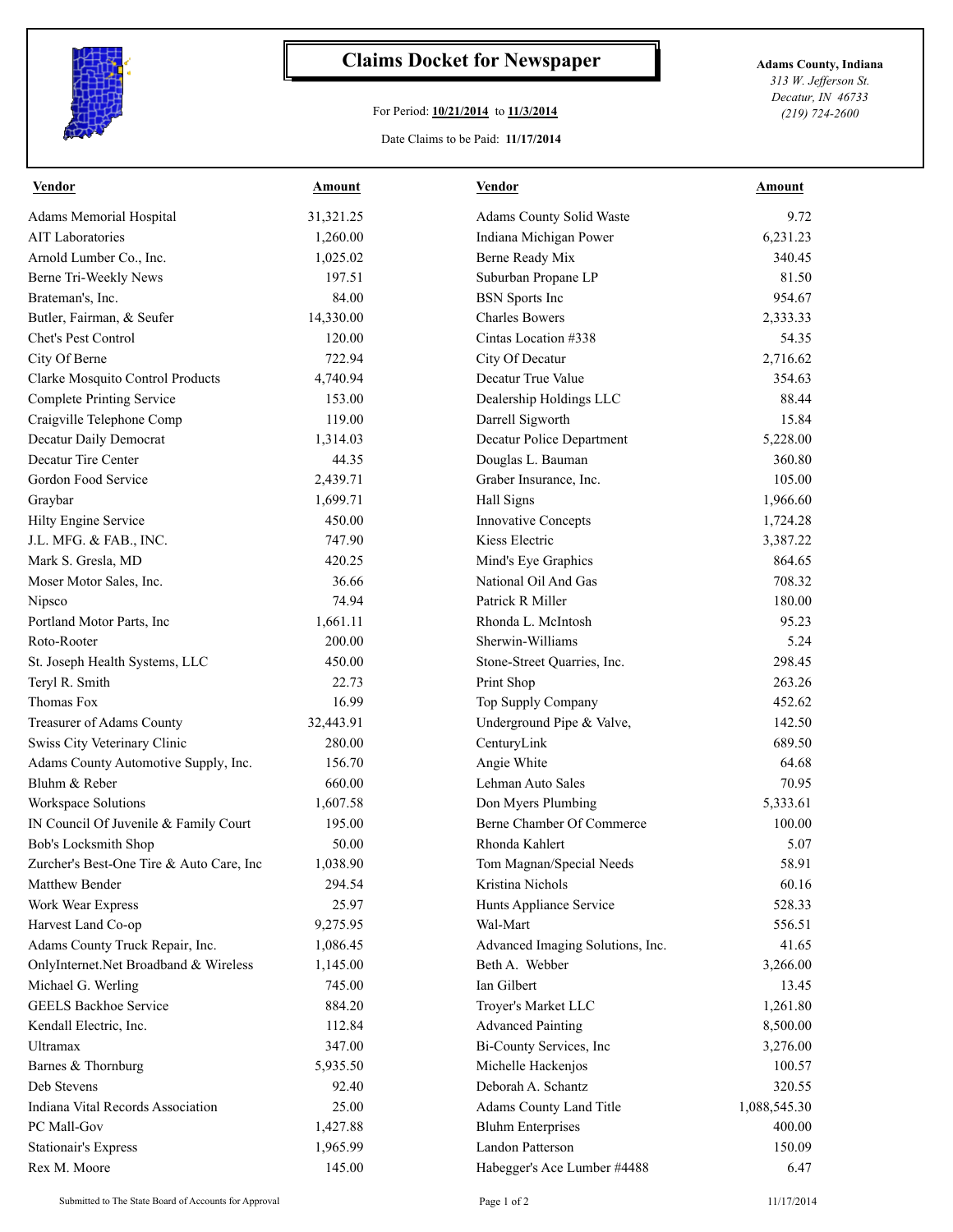# Claims Docket for Newspaper

For Period: **10/21/2014** to **11/3/2014**

Date Claims to be Paid: **11/17/2014**

**Adams County, Indiana**
*313 W. Jefferson St.*
*Decatur, IN 46733*
*(219) 724-2600*

| Vendor | Amount | Vendor | Amount |
|---|---|---|---|
| Adams Memorial Hospital | 31,321.25 | Adams County Solid Waste | 9.72 |
| AIT Laboratories | 1,260.00 | Indiana Michigan Power | 6,231.23 |
| Arnold Lumber Co., Inc. | 1,025.02 | Berne Ready Mix | 340.45 |
| Berne Tri-Weekly News | 197.51 | Suburban Propane LP | 81.50 |
| Brateman's, Inc. | 84.00 | BSN Sports Inc | 954.67 |
| Butler, Fairman, & Seufer | 14,330.00 | Charles Bowers | 2,333.33 |
| Chet's Pest Control | 120.00 | Cintas Location #338 | 54.35 |
| City Of Berne | 722.94 | City Of Decatur | 2,716.62 |
| Clarke Mosquito Control Products | 4,740.94 | Decatur True Value | 354.63 |
| Complete Printing Service | 153.00 | Dealership Holdings LLC | 88.44 |
| Craigville Telephone Comp | 119.00 | Darrell Sigworth | 15.84 |
| Decatur Daily Democrat | 1,314.03 | Decatur Police Department | 5,228.00 |
| Decatur Tire Center | 44.35 | Douglas L. Bauman | 360.80 |
| Gordon Food Service | 2,439.71 | Graber Insurance, Inc. | 105.00 |
| Graybar | 1,699.71 | Hall Signs | 1,966.60 |
| Hilty Engine Service | 450.00 | Innovative Concepts | 1,724.28 |
| J.L. MFG. & FAB., INC. | 747.90 | Kiess Electric | 3,387.22 |
| Mark S. Gresla, MD | 420.25 | Mind's Eye Graphics | 864.65 |
| Moser Motor Sales, Inc. | 36.66 | National Oil And Gas | 708.32 |
| Nipsco | 74.94 | Patrick R Miller | 180.00 |
| Portland Motor Parts, Inc | 1,661.11 | Rhonda L. McIntosh | 95.23 |
| Roto-Rooter | 200.00 | Sherwin-Williams | 5.24 |
| St. Joseph Health Systems, LLC | 450.00 | Stone-Street Quarries, Inc. | 298.45 |
| Teryl R. Smith | 22.73 | Print Shop | 263.26 |
| Thomas Fox | 16.99 | Top Supply Company | 452.62 |
| Treasurer of Adams County | 32,443.91 | Underground Pipe & Valve, | 142.50 |
| Swiss City Veterinary Clinic | 280.00 | CenturyLink | 689.50 |
| Adams County Automotive Supply, Inc. | 156.70 | Angie White | 64.68 |
| Bluhm & Reber | 660.00 | Lehman Auto Sales | 70.95 |
| Workspace Solutions | 1,607.58 | Don Myers Plumbing | 5,333.61 |
| IN Council Of Juvenile & Family Court | 195.00 | Berne Chamber Of Commerce | 100.00 |
| Bob's Locksmith Shop | 50.00 | Rhonda Kahlert | 5.07 |
| Zurcher's Best-One Tire & Auto Care, Inc | 1,038.90 | Tom Magnan/Special Needs | 58.91 |
| Matthew Bender | 294.54 | Kristina Nichols | 60.16 |
| Work Wear Express | 25.97 | Hunts Appliance Service | 528.33 |
| Harvest Land Co-op | 9,275.95 | Wal-Mart | 556.51 |
| Adams County Truck Repair, Inc. | 1,086.45 | Advanced Imaging Solutions, Inc. | 41.65 |
| OnlyInternet.Net Broadband & Wireless | 1,145.00 | Beth A. Webber | 3,266.00 |
| Michael G. Werling | 745.00 | Ian Gilbert | 13.45 |
| GEELS Backhoe Service | 884.20 | Troyer's Market LLC | 1,261.80 |
| Kendall Electric, Inc. | 112.84 | Advanced Painting | 8,500.00 |
| Ultramax | 347.00 | Bi-County Services, Inc | 3,276.00 |
| Barnes & Thornburg | 5,935.50 | Michelle Hackenjos | 100.57 |
| Deb Stevens | 92.40 | Deborah A. Schantz | 320.55 |
| Indiana Vital Records Association | 25.00 | Adams County Land Title | 1,088,545.30 |
| PC Mall-Gov | 1,427.88 | Bluhm Enterprises | 400.00 |
| Stationair's Express | 1,965.99 | Landon Patterson | 150.09 |
| Rex M. Moore | 145.00 | Habegger's Ace Lumber #4488 | 6.47 |

Submitted to The State Board of Accounts for Approval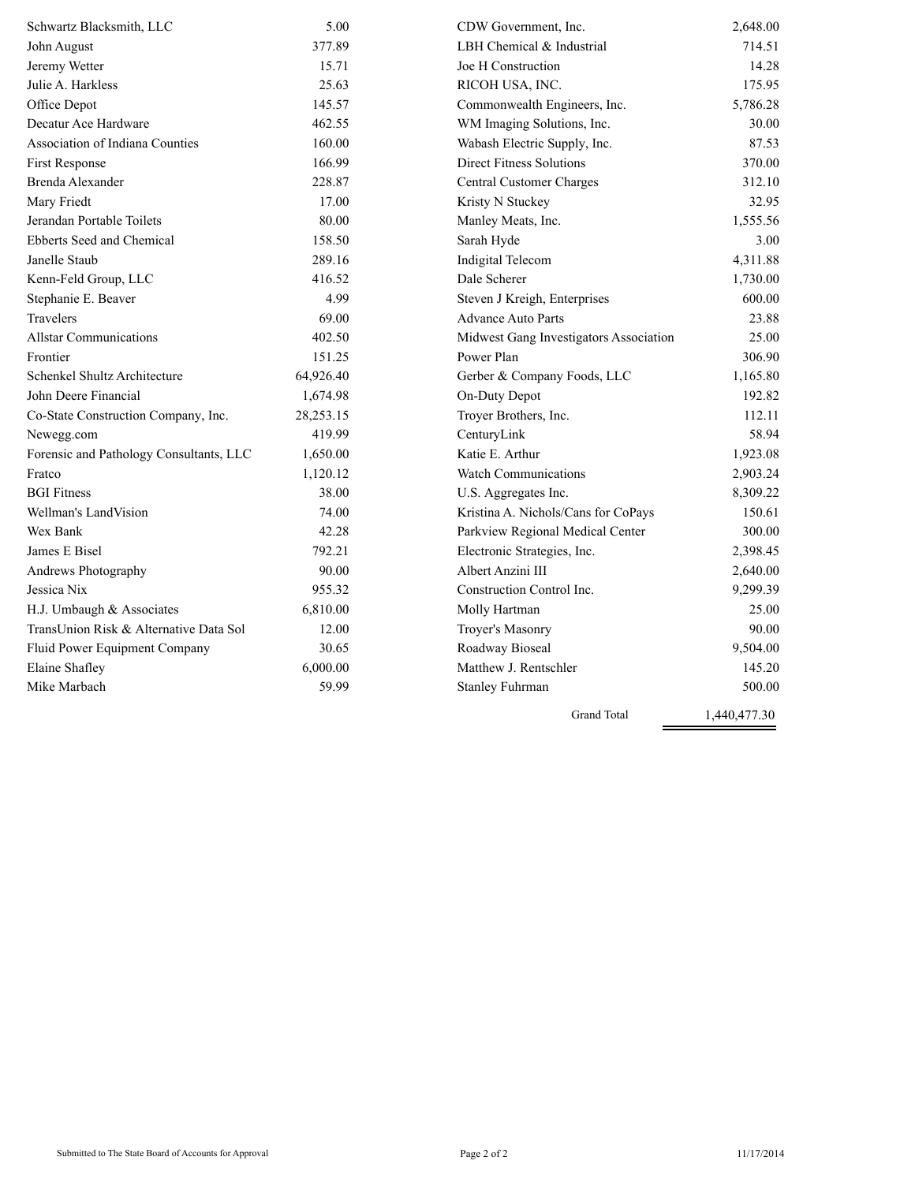| | |
|---|---|
| Schwartz Blacksmith, LLC | 5.00 |
| John August | 377.89 |
| Jeremy Wetter | 15.71 |
| Julie A. Harkless | 25.63 |
| Office Depot | 145.57 |
| Decatur Ace Hardware | 462.55 |
| Association of Indiana Counties | 160.00 |
| First Response | 166.99 |
| Brenda Alexander | 228.87 |
| Mary Friedt | 17.00 |
| Jerandan Portable Toilets | 80.00 |
| Ebberts Seed and Chemical | 158.50 |
| Janelle Staub | 289.16 |
| Kenn-Feld Group, LLC | 416.52 |
| Stephanie E. Beaver | 4.99 |
| Travelers | 69.00 |
| Allstar Communications | 402.50 |
| Frontier | 151.25 |
| Schenkel Shultz Architecture | 64,926.40 |
| John Deere Financial | 1,674.98 |
| Co-State Construction Company, Inc. | 28,253.15 |
| Newegg.com | 419.99 |
| Forensic and Pathology Consultants, LLC | 1,650.00 |
| Fratco | 1,120.12 |
| BGI Fitness | 38.00 |
| Wellman's LandVision | 74.00 |
| Wex Bank | 42.28 |
| James E Bisel | 792.21 |
| Andrews Photography | 90.00 |
| Jessica Nix | 955.32 |
| H.J. Umbaugh & Associates | 6,810.00 |
| TransUnion Risk & Alternative Data Sol | 12.00 |
| Fluid Power Equipment Company | 30.65 |
| Elaine Shafley | 6,000.00 |
| Mike Marbach | 59.99 |
| CDW Government, Inc. | 2,648.00 |
| LBH Chemical & Industrial | 714.51 |
| Joe H Construction | 14.28 |
| RICOH USA, INC. | 175.95 |
| Commonwealth Engineers, Inc. | 5,786.28 |
| WM Imaging Solutions, Inc. | 30.00 |
| Wabash Electric Supply, Inc. | 87.53 |
| Direct Fitness Solutions | 370.00 |
| Central Customer Charges | 312.10 |
| Kristy N Stuckey | 32.95 |
| Manley Meats, Inc. | 1,555.56 |
| Sarah Hyde | 3.00 |
| Indigital Telecom | 4,311.88 |
| Dale Scherer | 1,730.00 |
| Steven J Kreigh, Enterprises | 600.00 |
| Advance Auto Parts | 23.88 |
| Midwest Gang Investigators Association | 25.00 |
| Power Plan | 306.90 |
| Gerber & Company Foods, LLC | 1,165.80 |
| On-Duty Depot | 192.82 |
| Troyer Brothers, Inc. | 112.11 |
| CenturyLink | 58.94 |
| Katie E. Arthur | 1,923.08 |
| Watch Communications | 2,903.24 |
| U.S. Aggregates Inc. | 8,309.22 |
| Kristina A. Nichols/Cans for CoPays | 150.61 |
| Parkview Regional Medical Center | 300.00 |
| Electronic Strategies, Inc. | 2,398.45 |
| Albert Anzini III | 2,640.00 |
| Construction Control Inc. | 9,299.39 |
| Molly Hartman | 25.00 |
| Troyer's Masonry | 90.00 |
| Roadway Bioseal | 9,504.00 |
| Matthew J. Rentschler | 145.20 |
| Stanley Fuhrman | 500.00 |
| Grand Total | 1,440,477.30 |

Submitted to The State Board of Accounts for Approval

11/17/2014